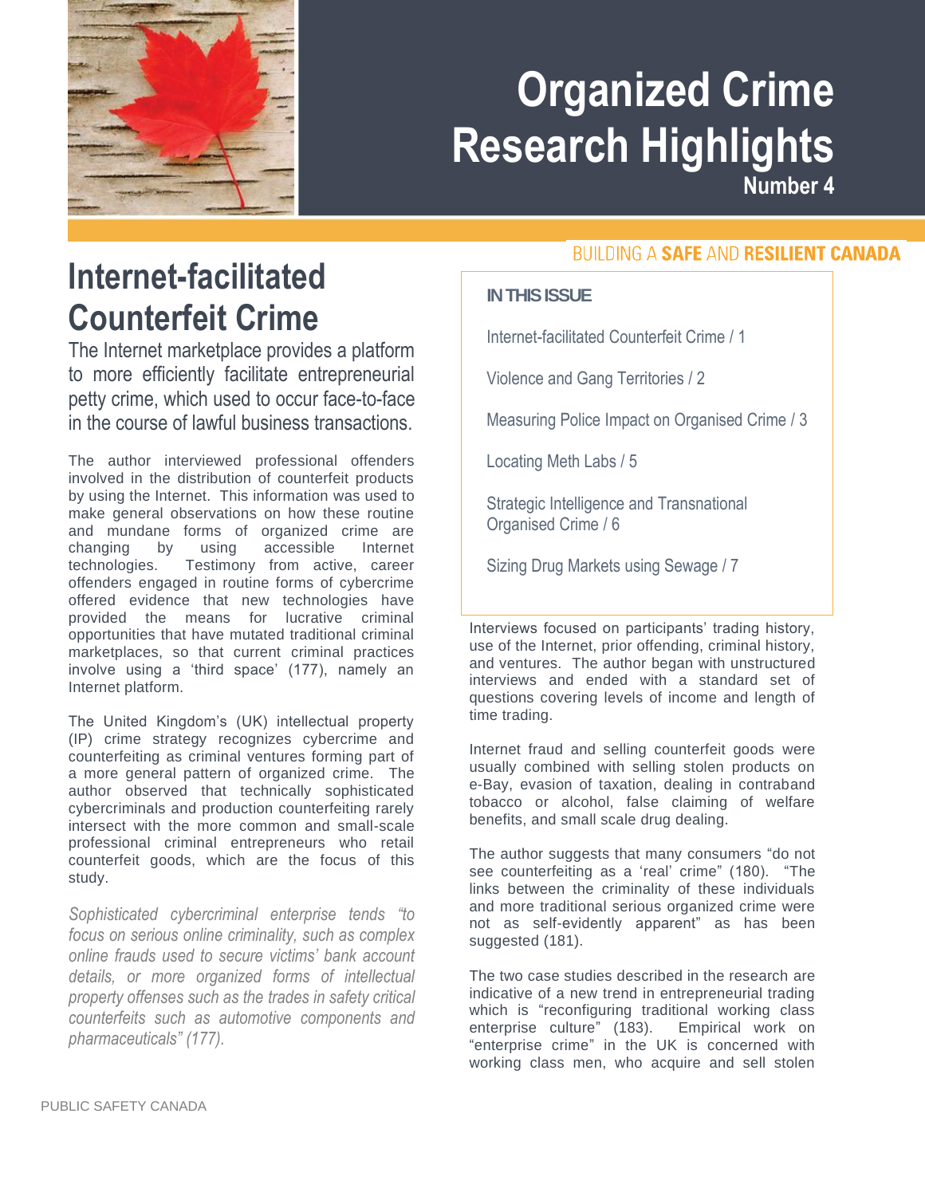# Organized Crime Research Highlights

Number 4

BUILDING A **SAFE** AND **RESILIENT CANADA**

**IN THIS ISSUE**

Internet-facilitated Counterfeit Crime / 1

Violence and Gang Territories / 2

Measuring Police Impact on Organised Crime / 3

Locating Meth Labs / 5

Strategic Intelligence and Transnational Organised Crime / 6

Sizing Drug Markets using Sewage / 7

## Internet-facilitated Counterfeit Crime

The Internet marketplace provides a platform to more efficiently facilitate entrepreneurial petty crime, which used to occur face-to-face in the course of lawful business transactions.

The author interviewed professional offenders involved in the distribution of counterfeit products by using the Internet. This information was used to make general observations on how these routine and mundane forms of organized crime are changing by using accessible Internet technologies. Testimony from active, career offenders engaged in routine forms of cybercrime offered evidence that new technologies have provided the means for lucrative criminal opportunities that have mutated traditional criminal marketplaces, so that current criminal practices involve using a 'third space' (177), namely an Internet platform.

The United Kingdom's (UK) intellectual property (IP) crime strategy recognizes cybercrime and counterfeiting as criminal ventures forming part of a more general pattern of organized crime. The author observed that technically sophisticated cybercriminals and production counterfeiting rarely intersect with the more common and small-scale professional criminal entrepreneurs who retail counterfeit goods, which are the focus of this study.

*Sophisticated cybercriminal enterprise tends "to focus on serious online criminality, such as complex online frauds used to secure victims' bank account details, or more organized forms of intellectual property offenses such as the trades in safety critical counterfeits such as automotive components and pharmaceuticals" (177).*

Interviews focused on participants' trading history, use of the Internet, prior offending, criminal history, and ventures. The author began with unstructured interviews and ended with a standard set of questions covering levels of income and length of time trading.

Internet fraud and selling counterfeit goods were usually combined with selling stolen products on e-Bay, evasion of taxation, dealing in contraband tobacco or alcohol, false claiming of welfare benefits, and small scale drug dealing.

The author suggests that many consumers "do not see counterfeiting as a 'real' crime" (180). "The links between the criminality of these individuals and more traditional serious organized crime were not as self-evidently apparent" as has been suggested (181).

The two case studies described in the research are indicative of a new trend in entrepreneurial trading which is "reconfiguring traditional working class enterprise culture" (183). Empirical work on "enterprise crime" in the UK is concerned with working class men, who acquire and sell stolen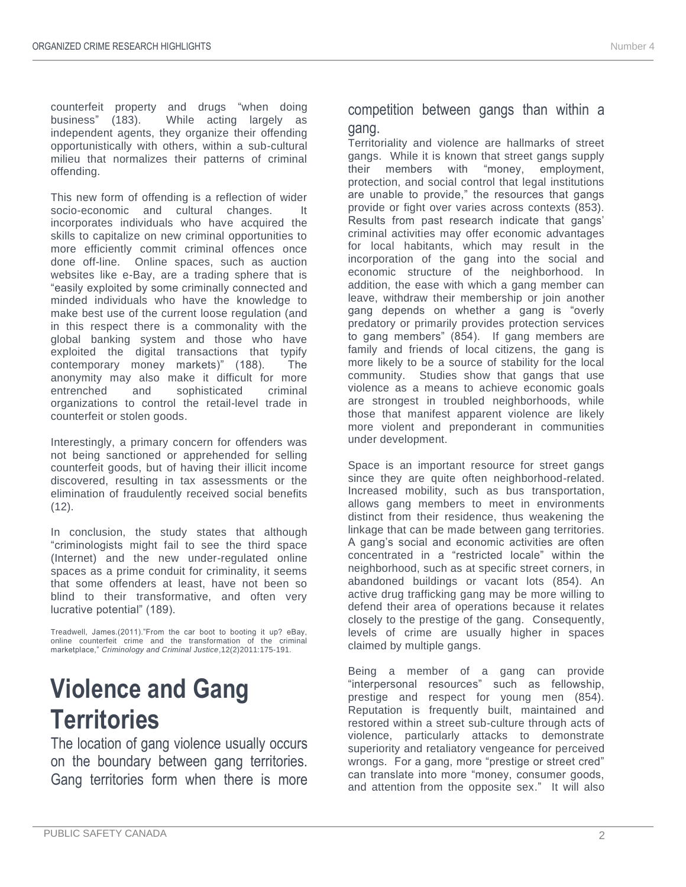counterfeit property and drugs "when doing business" (183). While acting largely as independent agents, they organize their offending opportunistically with others, within a sub-cultural milieu that normalizes their patterns of criminal offending.

This new form of offending is a reflection of wider socio-economic and cultural changes. It incorporates individuals who have acquired the skills to capitalize on new criminal opportunities to more efficiently commit criminal offences once done off-line. Online spaces, such as auction websites like e-Bay, are a trading sphere that is "easily exploited by some criminally connected and minded individuals who have the knowledge to make best use of the current loose regulation (and in this respect there is a commonality with the global banking system and those who have exploited the digital transactions that typify contemporary money markets)" (188). The anonymity may also make it difficult for more entrenched and sophisticated criminal organizations to control the retail-level trade in counterfeit or stolen goods.

Interestingly, a primary concern for offenders was not being sanctioned or apprehended for selling counterfeit goods, but of having their illicit income discovered, resulting in tax assessments or the elimination of fraudulently received social benefits (12).

In conclusion, the study states that although "criminologists might fail to see the third space (Internet) and the new under-regulated online spaces as a prime conduit for criminality, it seems that some offenders at least, have not been so blind to their transformative, and often very lucrative potential" (189).

Treadwell, James.(2011)."From the car boot to booting it up? eBay, online counterfeit crime and the transformation of the criminal marketplace," *Criminology and Criminal Justice*,12(2)2011:175-191.

# Violence and Gang Territories

The location of gang violence usually occurs on the boundary between gang territories. Gang territories form when there is more competition between gangs than within a gang.

Territoriality and violence are hallmarks of street gangs. While it is known that street gangs supply their members with "money, employment, protection, and social control that legal institutions are unable to provide," the resources that gangs provide or fight over varies across contexts (853). Results from past research indicate that gangs' criminal activities may offer economic advantages for local habitants, which may result in the incorporation of the gang into the social and economic structure of the neighborhood. In addition, the ease with which a gang member can leave, withdraw their membership or join another gang depends on whether a gang is "overly predatory or primarily provides protection services to gang members" (854). If gang members are family and friends of local citizens, the gang is more likely to be a source of stability for the local community. Studies show that gangs that use violence as a means to achieve economic goals are strongest in troubled neighborhoods, while those that manifest apparent violence are likely more violent and preponderant in communities under development.

Space is an important resource for street gangs since they are quite often neighborhood-related. Increased mobility, such as bus transportation, allows gang members to meet in environments distinct from their residence, thus weakening the linkage that can be made between gang territories. A gang's social and economic activities are often concentrated in a "restricted locale" within the neighborhood, such as at specific street corners, in abandoned buildings or vacant lots (854). An active drug trafficking gang may be more willing to defend their area of operations because it relates closely to the prestige of the gang. Consequently, levels of crime are usually higher in spaces claimed by multiple gangs.

Being a member of a gang can provide "interpersonal resources" such as fellowship, prestige and respect for young men (854). Reputation is frequently built, maintained and restored within a street sub-culture through acts of violence, particularly attacks to demonstrate superiority and retaliatory vengeance for perceived wrongs. For a gang, more "prestige or street cred" can translate into more "money, consumer goods, and attention from the opposite sex." It will also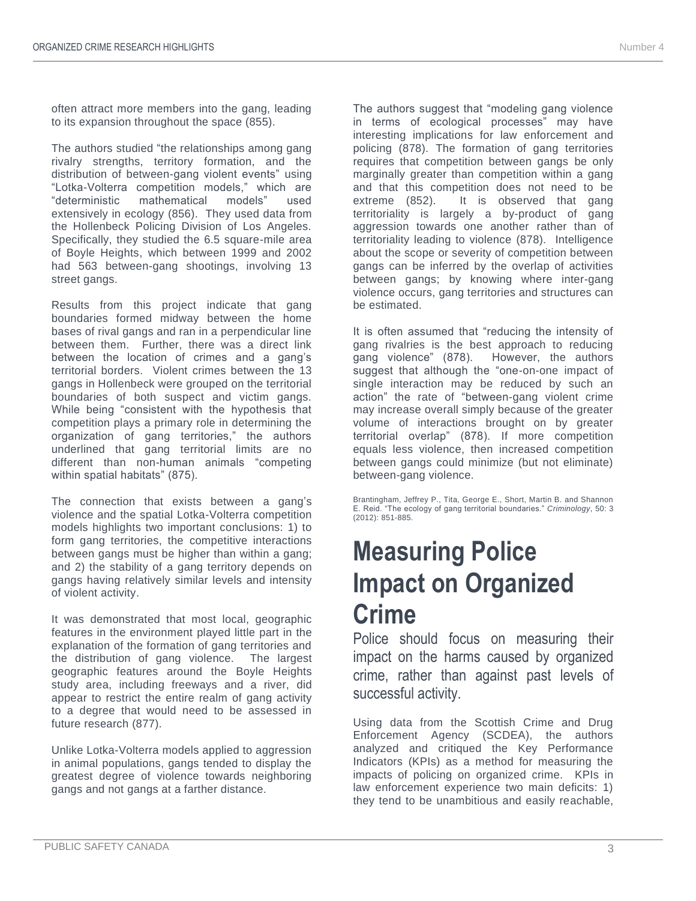often attract more members into the gang, leading to its expansion throughout the space (855).

The authors studied "the relationships among gang rivalry strengths, territory formation, and the distribution of between-gang violent events" using "Lotka-Volterra competition models," which are "deterministic mathematical models" used extensively in ecology (856). They used data from the Hollenbeck Policing Division of Los Angeles. Specifically, they studied the 6.5 square-mile area of Boyle Heights, which between 1999 and 2002 had 563 between-gang shootings, involving 13 street gangs.

Results from this project indicate that gang boundaries formed midway between the home bases of rival gangs and ran in a perpendicular line between them. Further, there was a direct link between the location of crimes and a gang's territorial borders. Violent crimes between the 13 gangs in Hollenbeck were grouped on the territorial boundaries of both suspect and victim gangs. While being "consistent with the hypothesis that competition plays a primary role in determining the organization of gang territories," the authors underlined that gang territorial limits are no different than non-human animals "competing within spatial habitats" (875).

The connection that exists between a gang's violence and the spatial Lotka-Volterra competition models highlights two important conclusions: 1) to form gang territories, the competitive interactions between gangs must be higher than within a gang; and 2) the stability of a gang territory depends on gangs having relatively similar levels and intensity of violent activity.

It was demonstrated that most local, geographic features in the environment played little part in the explanation of the formation of gang territories and the distribution of gang violence. The largest geographic features around the Boyle Heights study area, including freeways and a river, did appear to restrict the entire realm of gang activity to a degree that would need to be assessed in future research (877).

Unlike Lotka-Volterra models applied to aggression in animal populations, gangs tended to display the greatest degree of violence towards neighboring gangs and not gangs at a farther distance.

The authors suggest that "modeling gang violence in terms of ecological processes" may have interesting implications for law enforcement and policing (878). The formation of gang territories requires that competition between gangs be only marginally greater than competition within a gang and that this competition does not need to be extreme (852). It is observed that gang territoriality is largely a by-product of gang aggression towards one another rather than of territoriality leading to violence (878). Intelligence about the scope or severity of competition between gangs can be inferred by the overlap of activities between gangs; by knowing where inter-gang violence occurs, gang territories and structures can be estimated.

It is often assumed that "reducing the intensity of gang rivalries is the best approach to reducing gang violence" (878). However, the authors suggest that although the "one-on-one impact of single interaction may be reduced by such an action" the rate of "between-gang violent crime may increase overall simply because of the greater volume of interactions brought on by greater territorial overlap" (878). If more competition equals less violence, then increased competition between gangs could minimize (but not eliminate) between-gang violence.

Brantingham, Jeffrey P., Tita, George E., Short, Martin B. and Shannon E. Reid. "The ecology of gang territorial boundaries." *Criminology*, 50: 3 (2012): 851-885.

# Measuring Police Impact on Organized Crime

Police should focus on measuring their impact on the harms caused by organized crime, rather than against past levels of successful activity.

Using data from the Scottish Crime and Drug Enforcement Agency (SCDEA), the authors analyzed and critiqued the Key Performance Indicators (KPIs) as a method for measuring the impacts of policing on organized crime. KPIs in law enforcement experience two main deficits: 1) they tend to be unambitious and easily reachable,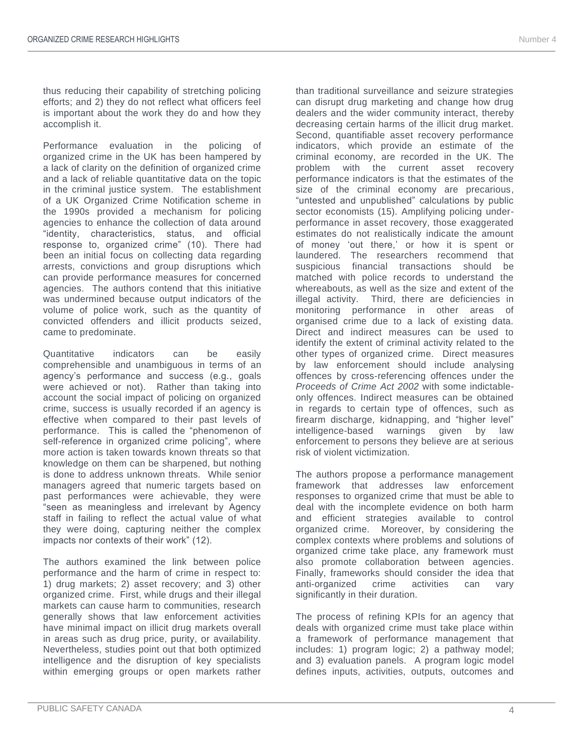thus reducing their capability of stretching policing efforts; and 2) they do not reflect what officers feel is important about the work they do and how they accomplish it.

Performance evaluation in the policing of organized crime in the UK has been hampered by a lack of clarity on the definition of organized crime and a lack of reliable quantitative data on the topic in the criminal justice system. The establishment of a UK Organized Crime Notification scheme in the 1990s provided a mechanism for policing agencies to enhance the collection of data around "identity, characteristics, status, and official response to, organized crime" (10). There had been an initial focus on collecting data regarding arrests, convictions and group disruptions which can provide performance measures for concerned agencies. The authors contend that this initiative was undermined because output indicators of the volume of police work, such as the quantity of convicted offenders and illicit products seized, came to predominate.

Quantitative indicators can be easily comprehensible and unambiguous in terms of an agency's performance and success (e.g., goals were achieved or not). Rather than taking into account the social impact of policing on organized crime, success is usually recorded if an agency is effective when compared to their past levels of performance. This is called the "phenomenon of self-reference in organized crime policing", where more action is taken towards known threats so that knowledge on them can be sharpened, but nothing is done to address unknown threats. While senior managers agreed that numeric targets based on past performances were achievable, they were "seen as meaningless and irrelevant by Agency staff in failing to reflect the actual value of what they were doing, capturing neither the complex impacts nor contexts of their work" (12).

The authors examined the link between police performance and the harm of crime in respect to: 1) drug markets; 2) asset recovery; and 3) other organized crime. First, while drugs and their illegal markets can cause harm to communities, research generally shows that law enforcement activities have minimal impact on illicit drug markets overall in areas such as drug price, purity, or availability. Nevertheless, studies point out that both optimized intelligence and the disruption of key specialists within emerging groups or open markets rather than traditional surveillance and seizure strategies can disrupt drug marketing and change how drug dealers and the wider community interact, thereby decreasing certain harms of the illicit drug market. Second, quantifiable asset recovery performance indicators, which provide an estimate of the criminal economy, are recorded in the UK. The problem with the current asset recovery performance indicators is that the estimates of the size of the criminal economy are precarious, "untested and unpublished" calculations by public sector economists (15). Amplifying policing under-performance in asset recovery, those exaggerated estimates do not realistically indicate the amount of money 'out there,' or how it is spent or laundered. The researchers recommend that suspicious financial transactions should be matched with police records to understand the whereabouts, as well as the size and extent of the illegal activity. Third, there are deficiencies in monitoring performance in other areas of organised crime due to a lack of existing data. Direct and indirect measures can be used to identify the extent of criminal activity related to the other types of organized crime. Direct measures by law enforcement should include analysing offences by cross-referencing offences under the *Proceeds of Crime Act 2002* with some indictable-only offences. Indirect measures can be obtained in regards to certain type of offences, such as firearm discharge, kidnapping, and "higher level" intelligence-based warnings given by law enforcement to persons they believe are at serious risk of violent victimization.

The authors propose a performance management framework that addresses law enforcement responses to organized crime that must be able to deal with the incomplete evidence on both harm and efficient strategies available to control organized crime. Moreover, by considering the complex contexts where problems and solutions of organized crime take place, any framework must also promote collaboration between agencies. Finally, frameworks should consider the idea that anti-organized crime activities can vary significantly in their duration.

The process of refining KPIs for an agency that deals with organized crime must take place within a framework of performance management that includes: 1) program logic; 2) a pathway model; and 3) evaluation panels. A program logic model defines inputs, activities, outputs, outcomes and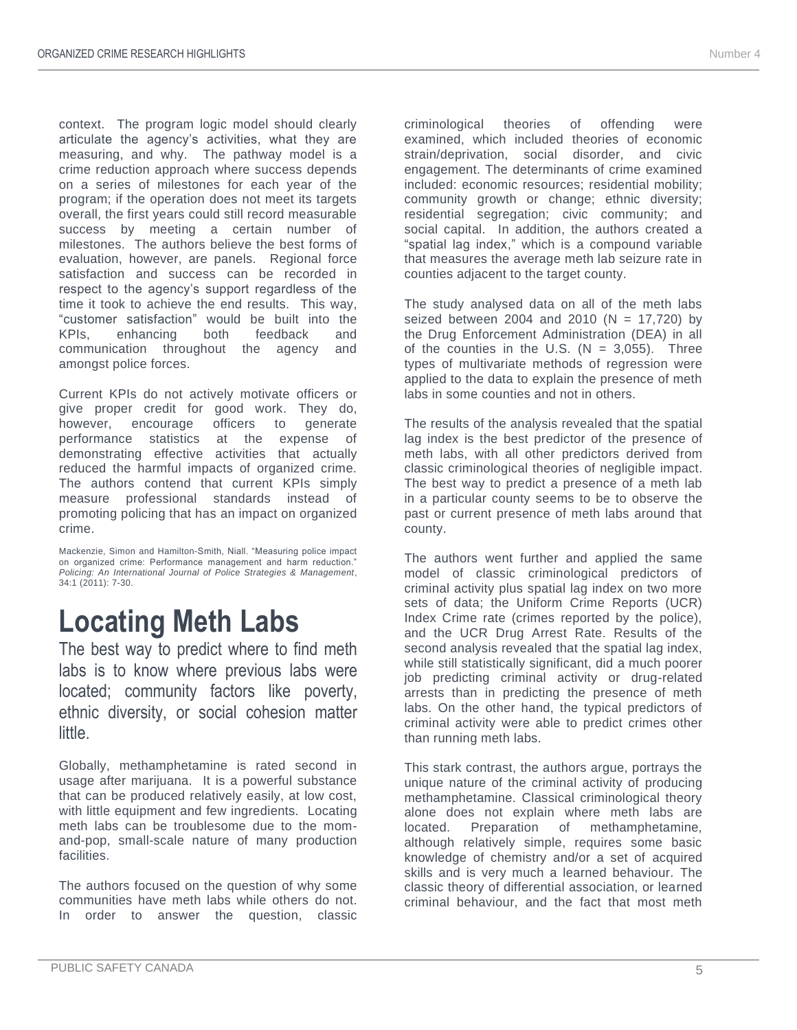context. The program logic model should clearly articulate the agency's activities, what they are measuring, and why. The pathway model is a crime reduction approach where success depends on a series of milestones for each year of the program; if the operation does not meet its targets overall, the first years could still record measurable success by meeting a certain number of milestones. The authors believe the best forms of evaluation, however, are panels. Regional force satisfaction and success can be recorded in respect to the agency's support regardless of the time it took to achieve the end results. This way, "customer satisfaction" would be built into the KPIs, enhancing both feedback and communication throughout the agency and amongst police forces.

Current KPIs do not actively motivate officers or give proper credit for good work. They do, however, encourage officers to generate performance statistics at the expense of demonstrating effective activities that actually reduced the harmful impacts of organized crime. The authors contend that current KPIs simply measure professional standards instead of promoting policing that has an impact on organized crime.

Mackenzie, Simon and Hamilton-Smith, Niall. "Measuring police impact on organized crime: Performance management and harm reduction." *Policing: An International Journal of Police Strategies & Management*, 34:1 (2011): 7-30.

# Locating Meth Labs

The best way to predict where to find meth labs is to know where previous labs were located; community factors like poverty, ethnic diversity, or social cohesion matter little.

Globally, methamphetamine is rated second in usage after marijuana. It is a powerful substance that can be produced relatively easily, at low cost, with little equipment and few ingredients. Locating meth labs can be troublesome due to the mom-and-pop, small-scale nature of many production facilities.

The authors focused on the question of why some communities have meth labs while others do not. In order to answer the question, classic criminological theories of offending were examined, which included theories of economic strain/deprivation, social disorder, and civic engagement. The determinants of crime examined included: economic resources; residential mobility; community growth or change; ethnic diversity; residential segregation; civic community; and social capital. In addition, the authors created a "spatial lag index," which is a compound variable that measures the average meth lab seizure rate in counties adjacent to the target county.

The study analysed data on all of the meth labs seized between 2004 and 2010 (N = 17,720) by the Drug Enforcement Administration (DEA) in all of the counties in the U.S. (N = 3,055). Three types of multivariate methods of regression were applied to the data to explain the presence of meth labs in some counties and not in others.

The results of the analysis revealed that the spatial lag index is the best predictor of the presence of meth labs, with all other predictors derived from classic criminological theories of negligible impact. The best way to predict a presence of a meth lab in a particular county seems to be to observe the past or current presence of meth labs around that county.

The authors went further and applied the same model of classic criminological predictors of criminal activity plus spatial lag index on two more sets of data; the Uniform Crime Reports (UCR) Index Crime rate (crimes reported by the police), and the UCR Drug Arrest Rate. Results of the second analysis revealed that the spatial lag index, while still statistically significant, did a much poorer job predicting criminal activity or drug-related arrests than in predicting the presence of meth labs. On the other hand, the typical predictors of criminal activity were able to predict crimes other than running meth labs.

This stark contrast, the authors argue, portrays the unique nature of the criminal activity of producing methamphetamine. Classical criminological theory alone does not explain where meth labs are located. Preparation of methamphetamine, although relatively simple, requires some basic knowledge of chemistry and/or a set of acquired skills and is very much a learned behaviour. The classic theory of differential association, or learned criminal behaviour, and the fact that most meth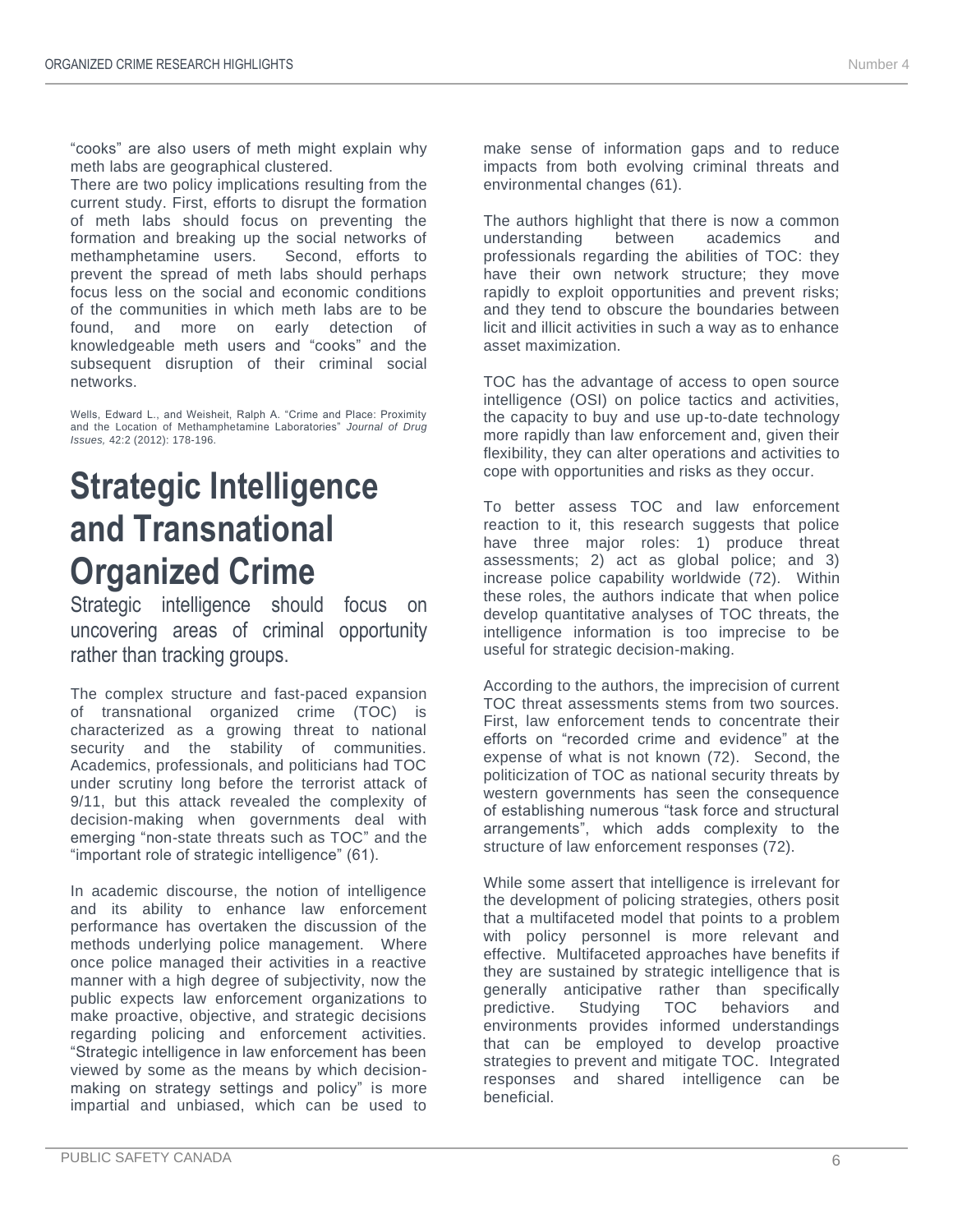"cooks" are also users of meth might explain why meth labs are geographical clustered.

There are two policy implications resulting from the current study. First, efforts to disrupt the formation of meth labs should focus on preventing the formation and breaking up the social networks of methamphetamine users. Second, efforts to prevent the spread of meth labs should perhaps focus less on the social and economic conditions of the communities in which meth labs are to be found, and more on early detection of knowledgeable meth users and "cooks" and the subsequent disruption of their criminal social networks.

Wells, Edward L., and Weisheit, Ralph A. "Crime and Place: Proximity and the Location of Methamphetamine Laboratories" *Journal of Drug Issues,* 42:2 (2012): 178-196.

# Strategic Intelligence and Transnational Organized Crime

Strategic intelligence should focus on uncovering areas of criminal opportunity rather than tracking groups.

The complex structure and fast-paced expansion of transnational organized crime (TOC) is characterized as a growing threat to national security and the stability of communities. Academics, professionals, and politicians had TOC under scrutiny long before the terrorist attack of 9/11, but this attack revealed the complexity of decision-making when governments deal with emerging "non-state threats such as TOC" and the "important role of strategic intelligence" (61).

In academic discourse, the notion of intelligence and its ability to enhance law enforcement performance has overtaken the discussion of the methods underlying police management. Where once police managed their activities in a reactive manner with a high degree of subjectivity, now the public expects law enforcement organizations to make proactive, objective, and strategic decisions regarding policing and enforcement activities. "Strategic intelligence in law enforcement has been viewed by some as the means by which decision-making on strategy settings and policy" is more impartial and unbiased, which can be used to make sense of information gaps and to reduce impacts from both evolving criminal threats and environmental changes (61).

The authors highlight that there is now a common understanding between academics and professionals regarding the abilities of TOC: they have their own network structure; they move rapidly to exploit opportunities and prevent risks; and they tend to obscure the boundaries between licit and illicit activities in such a way as to enhance asset maximization.

TOC has the advantage of access to open source intelligence (OSI) on police tactics and activities, the capacity to buy and use up-to-date technology more rapidly than law enforcement and, given their flexibility, they can alter operations and activities to cope with opportunities and risks as they occur.

To better assess TOC and law enforcement reaction to it, this research suggests that police have three major roles: 1) produce threat assessments; 2) act as global police; and 3) increase police capability worldwide (72). Within these roles, the authors indicate that when police develop quantitative analyses of TOC threats, the intelligence information is too imprecise to be useful for strategic decision-making.

According to the authors, the imprecision of current TOC threat assessments stems from two sources. First, law enforcement tends to concentrate their efforts on "recorded crime and evidence" at the expense of what is not known (72). Second, the politicization of TOC as national security threats by western governments has seen the consequence of establishing numerous "task force and structural arrangements", which adds complexity to the structure of law enforcement responses (72).

While some assert that intelligence is irrelevant for the development of policing strategies, others posit that a multifaceted model that points to a problem with policy personnel is more relevant and effective. Multifaceted approaches have benefits if they are sustained by strategic intelligence that is generally anticipative rather than specifically predictive. Studying TOC behaviors and environments provides informed understandings that can be employed to develop proactive strategies to prevent and mitigate TOC. Integrated responses and shared intelligence can be beneficial.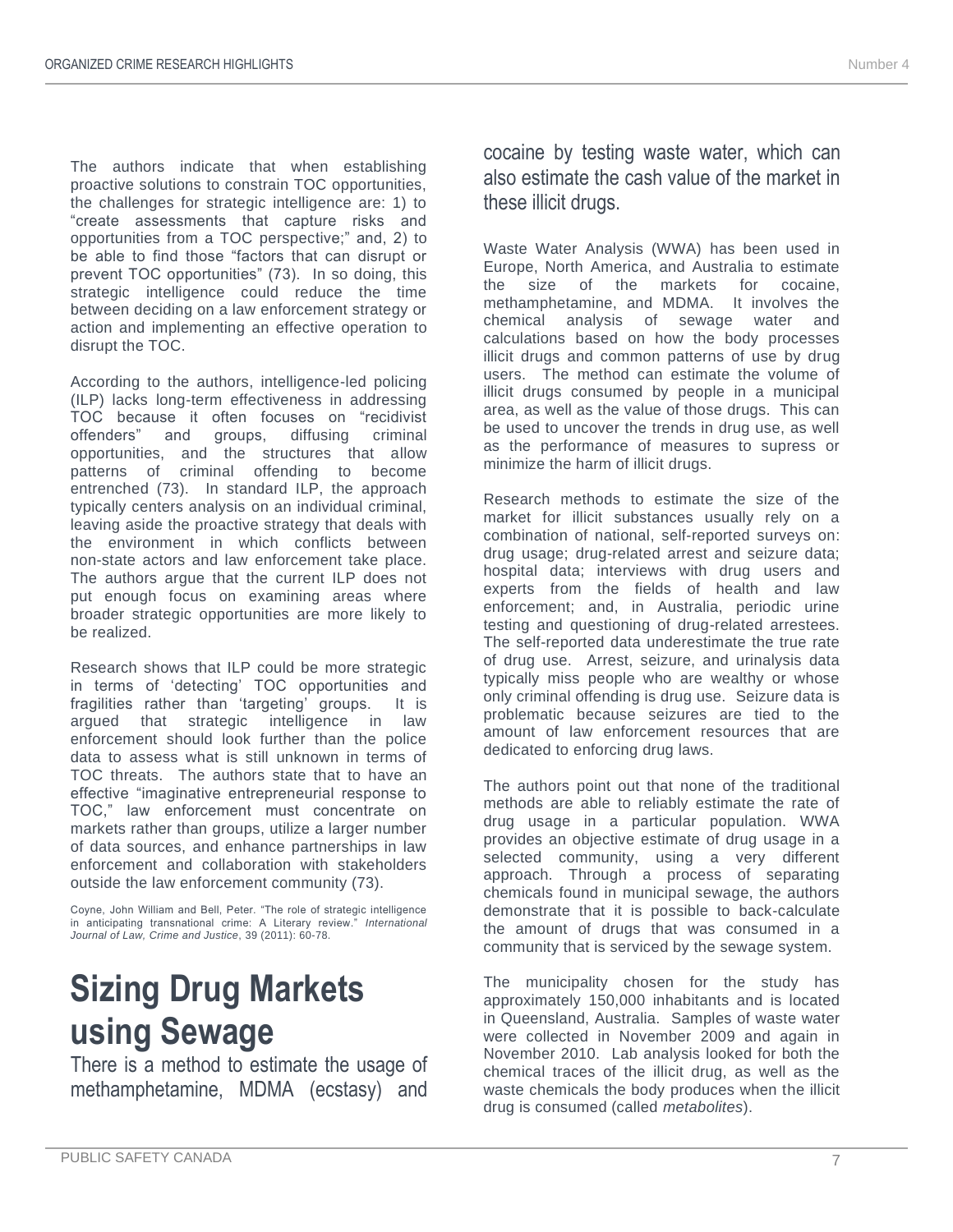The authors indicate that when establishing proactive solutions to constrain TOC opportunities, the challenges for strategic intelligence are: 1) to "create assessments that capture risks and opportunities from a TOC perspective;" and, 2) to be able to find those "factors that can disrupt or prevent TOC opportunities" (73). In so doing, this strategic intelligence could reduce the time between deciding on a law enforcement strategy or action and implementing an effective operation to disrupt the TOC.

According to the authors, intelligence-led policing (ILP) lacks long-term effectiveness in addressing TOC because it often focuses on "recidivist offenders" and groups, diffusing criminal opportunities, and the structures that allow patterns of criminal offending to become entrenched (73). In standard ILP, the approach typically centers analysis on an individual criminal, leaving aside the proactive strategy that deals with the environment in which conflicts between non-state actors and law enforcement take place. The authors argue that the current ILP does not put enough focus on examining areas where broader strategic opportunities are more likely to be realized.

Research shows that ILP could be more strategic in terms of 'detecting' TOC opportunities and fragilities rather than 'targeting' groups. It is argued that strategic intelligence in law enforcement should look further than the police data to assess what is still unknown in terms of TOC threats. The authors state that to have an effective "imaginative entrepreneurial response to TOC," law enforcement must concentrate on markets rather than groups, utilize a larger number of data sources, and enhance partnerships in law enforcement and collaboration with stakeholders outside the law enforcement community (73).

Coyne, John William and Bell, Peter. "The role of strategic intelligence in anticipating transnational crime: A Literary review." *International Journal of Law, Crime and Justice*, 39 (2011): 60-78.

# Sizing Drug Markets using Sewage

There is a method to estimate the usage of methamphetamine, MDMA (ecstasy) and cocaine by testing waste water, which can also estimate the cash value of the market in these illicit drugs.

Waste Water Analysis (WWA) has been used in Europe, North America, and Australia to estimate the size of the markets for cocaine, methamphetamine, and MDMA. It involves the chemical analysis of sewage water and calculations based on how the body processes illicit drugs and common patterns of use by drug users. The method can estimate the volume of illicit drugs consumed by people in a municipal area, as well as the value of those drugs. This can be used to uncover the trends in drug use, as well as the performance of measures to supress or minimize the harm of illicit drugs.

Research methods to estimate the size of the market for illicit substances usually rely on a combination of national, self-reported surveys on: drug usage; drug-related arrest and seizure data; hospital data; interviews with drug users and experts from the fields of health and law enforcement; and, in Australia, periodic urine testing and questioning of drug-related arrestees. The self-reported data underestimate the true rate of drug use. Arrest, seizure, and urinalysis data typically miss people who are wealthy or whose only criminal offending is drug use. Seizure data is problematic because seizures are tied to the amount of law enforcement resources that are dedicated to enforcing drug laws.

The authors point out that none of the traditional methods are able to reliably estimate the rate of drug usage in a particular population. WWA provides an objective estimate of drug usage in a selected community, using a very different approach. Through a process of separating chemicals found in municipal sewage, the authors demonstrate that it is possible to back-calculate the amount of drugs that was consumed in a community that is serviced by the sewage system.

The municipality chosen for the study has approximately 150,000 inhabitants and is located in Queensland, Australia. Samples of waste water were collected in November 2009 and again in November 2010. Lab analysis looked for both the chemical traces of the illicit drug, as well as the waste chemicals the body produces when the illicit drug is consumed (called *metabolites*).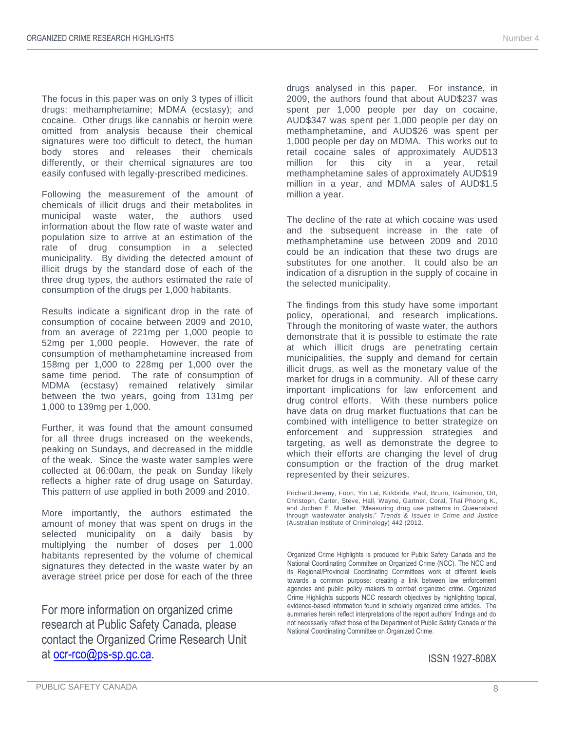The focus in this paper was on only 3 types of illicit drugs: methamphetamine; MDMA (ecstasy); and cocaine. Other drugs like cannabis or heroin were omitted from analysis because their chemical signatures were too difficult to detect, the human body stores and releases their chemicals differently, or their chemical signatures are too easily confused with legally-prescribed medicines.

Following the measurement of the amount of chemicals of illicit drugs and their metabolites in municipal waste water, the authors used information about the flow rate of waste water and population size to arrive at an estimation of the rate of drug consumption in a selected municipality. By dividing the detected amount of illicit drugs by the standard dose of each of the three drug types, the authors estimated the rate of consumption of the drugs per 1,000 habitants.

Results indicate a significant drop in the rate of consumption of cocaine between 2009 and 2010, from an average of 221mg per 1,000 people to 52mg per 1,000 people. However, the rate of consumption of methamphetamine increased from 158mg per 1,000 to 228mg per 1,000 over the same time period. The rate of consumption of MDMA (ecstasy) remained relatively similar between the two years, going from 131mg per 1,000 to 139mg per 1,000.

Further, it was found that the amount consumed for all three drugs increased on the weekends, peaking on Sundays, and decreased in the middle of the weak. Since the waste water samples were collected at 06:00am, the peak on Sunday likely reflects a higher rate of drug usage on Saturday. This pattern of use applied in both 2009 and 2010.

More importantly, the authors estimated the amount of money that was spent on drugs in the selected municipality on a daily basis by multiplying the number of doses per 1,000 habitants represented by the volume of chemical signatures they detected in the waste water by an average street price per dose for each of the three drugs analysed in this paper. For instance, in 2009, the authors found that about AUD$237 was spent per 1,000 people per day on cocaine, AUD$347 was spent per 1,000 people per day on methamphetamine, and AUD$26 was spent per 1,000 people per day on MDMA. This works out to retail cocaine sales of approximately AUD$13 million for this city in a year, retail methamphetamine sales of approximately AUD$19 million in a year, and MDMA sales of AUD$1.5 million a year.

The decline of the rate at which cocaine was used and the subsequent increase in the rate of methamphetamine use between 2009 and 2010 could be an indication that these two drugs are substitutes for one another. It could also be an indication of a disruption in the supply of cocaine in the selected municipality.

The findings from this study have some important policy, operational, and research implications. Through the monitoring of waste water, the authors demonstrate that it is possible to estimate the rate at which illicit drugs are penetrating certain municipalities, the supply and demand for certain illicit drugs, as well as the monetary value of the market for drugs in a community. All of these carry important implications for law enforcement and drug control efforts. With these numbers police have data on drug market fluctuations that can be combined with intelligence to better strategize on enforcement and suppression strategies and targeting, as well as demonstrate the degree to which their efforts are changing the level of drug consumption or the fraction of the drug market represented by their seizures.

Prichard,Jeremy, Foon, Yin Lai, Kirkbride, Paul, Bruno, Raimondo, Ort, Christoph, Carter, Steve, Hall, Wayne, Gartner, Coral, Thai Phoong K., and Jochen F. Mueller. "Measuring drug use patterns in Queensland through wastewater analysis." *Trends & Issues in Crime and Justice* (Australian Institute of Criminology) 442 (2012.

For more information on organized crime research at Public Safety Canada, please contact the Organized Crime Research Unit at ocr-rco@ps-sp.gc.ca.

Organized Crime Highlights is produced for Public Safety Canada and the National Coordinating Committee on Organized Crime (NCC). The NCC and its Regional/Provincial Coordinating Committees work at different levels towards a common purpose: creating a link between law enforcement agencies and public policy makers to combat organized crime. Organized Crime Highlights supports NCC research objectives by highlighting topical, evidence-based information found in scholarly organized crime articles. The summaries herein reflect interpretations of the report authors' findings and do not necessarily reflect those of the Department of Public Safety Canada or the National Coordinating Committee on Organized Crime.

ISSN 1927-808X